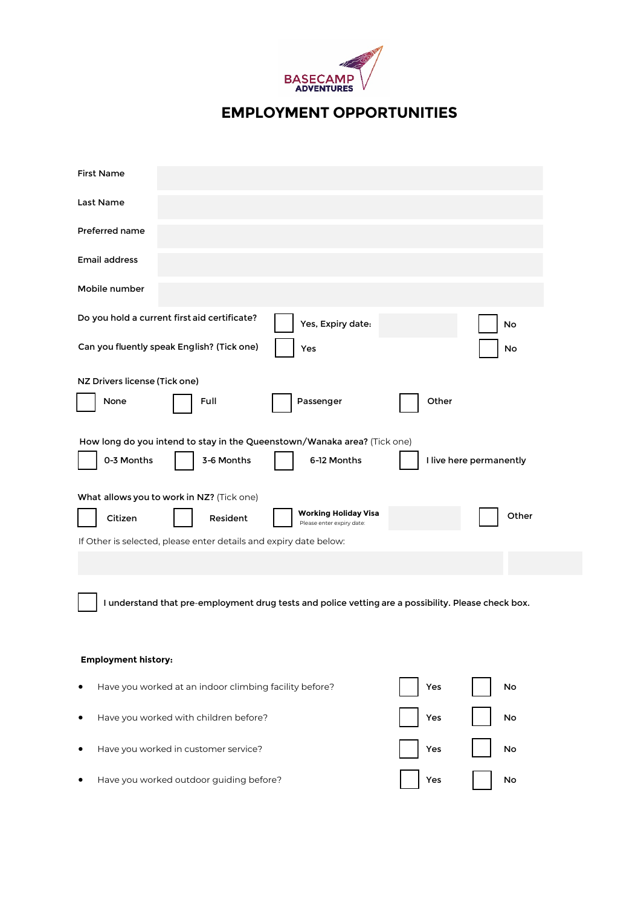BASECAMP ADVENTURES

# EMPLOYMENT OPPORTUNITIES

First Name

Last Name

Preferred name

Email address

Mobile number

Do you hold a current first aid certificate? ☐ Yes, Expiry date: ☐ No

Can you fluently speak English? (Tick one) ☐ Yes ☐ No

NZ Drivers license (Tick one)

☐ None ☐ Full ☐ Passenger ☐ Other

How long do you intend to stay in the Queenstown/Wanaka area? (Tick one)

☐ 0-3 Months ☐ 3-6 Months ☐ 6-12 Months ☐ I live here permanently

What allows you to work in NZ? (Tick one)

☐ Citizen ☐ Resident ☐ **Working Holiday Visa** Please enter expiry date: ☐ Other

If Other is selected, please enter details and expiry date below:

☐ I understand that pre-employment drug tests and police vetting are a possibility. Please check box.

**Employment history:**

- Have you worked at an indoor climbing facility before? ☐ Yes ☐ No
- Have you worked with children before? ☐ Yes ☐ No
- Have you worked in customer service? ☐ Yes ☐ No
- Have you worked outdoor guiding before? ☐ Yes ☐ No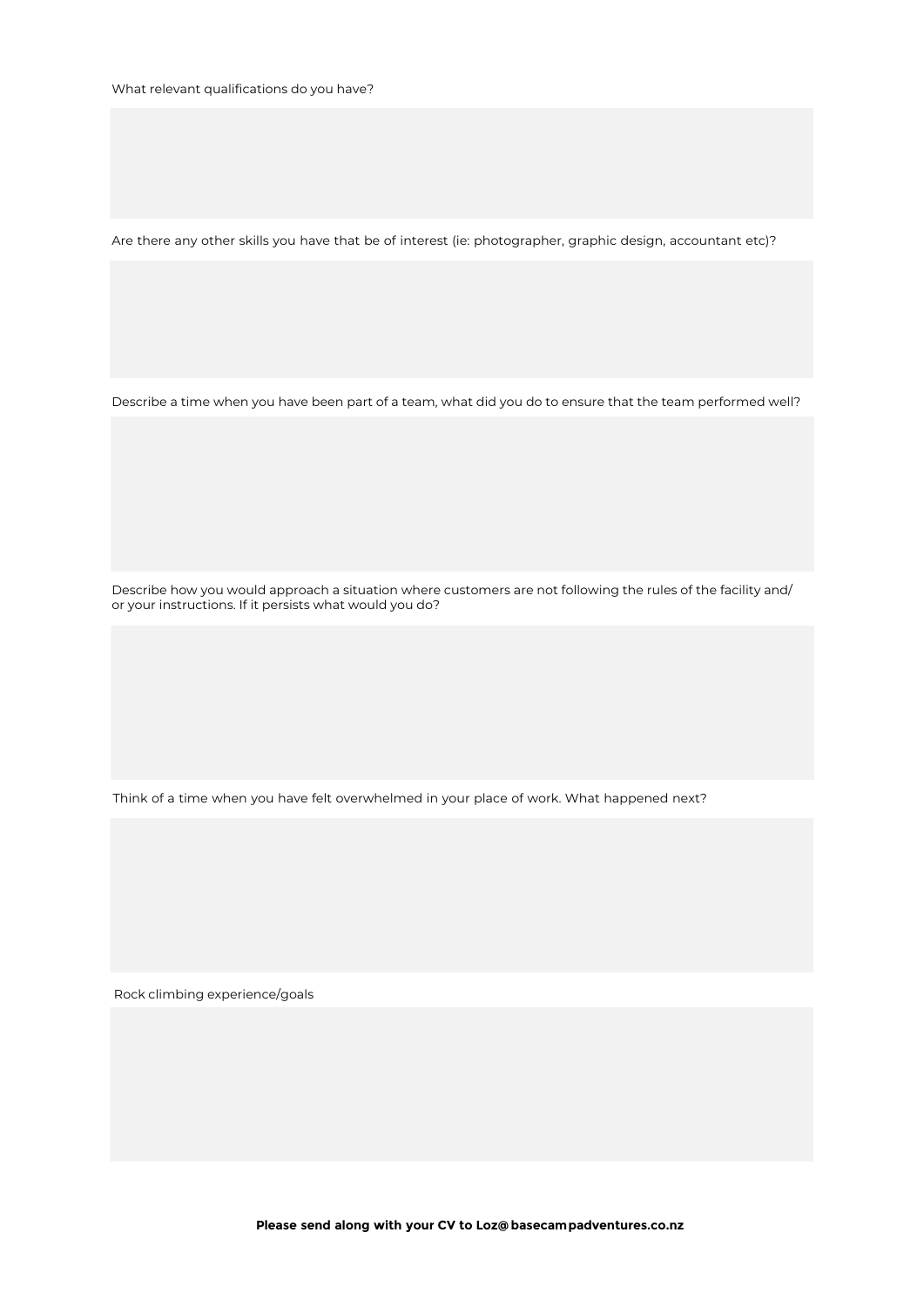What relevant qualifications do you have?

Are there any other skills you have that be of interest (ie: photographer, graphic design, accountant etc)?

Describe a time when you have been part of a team, what did you do to ensure that the team performed well?

Describe how you would approach a situation where customers are not following the rules of the facility and/or your instructions. If it persists what would you do?

Think of a time when you have felt overwhelmed in your place of work. What happened next?

Rock climbing experience/goals

**Please send along with your CV to Loz@basecampadventures.co.nz**